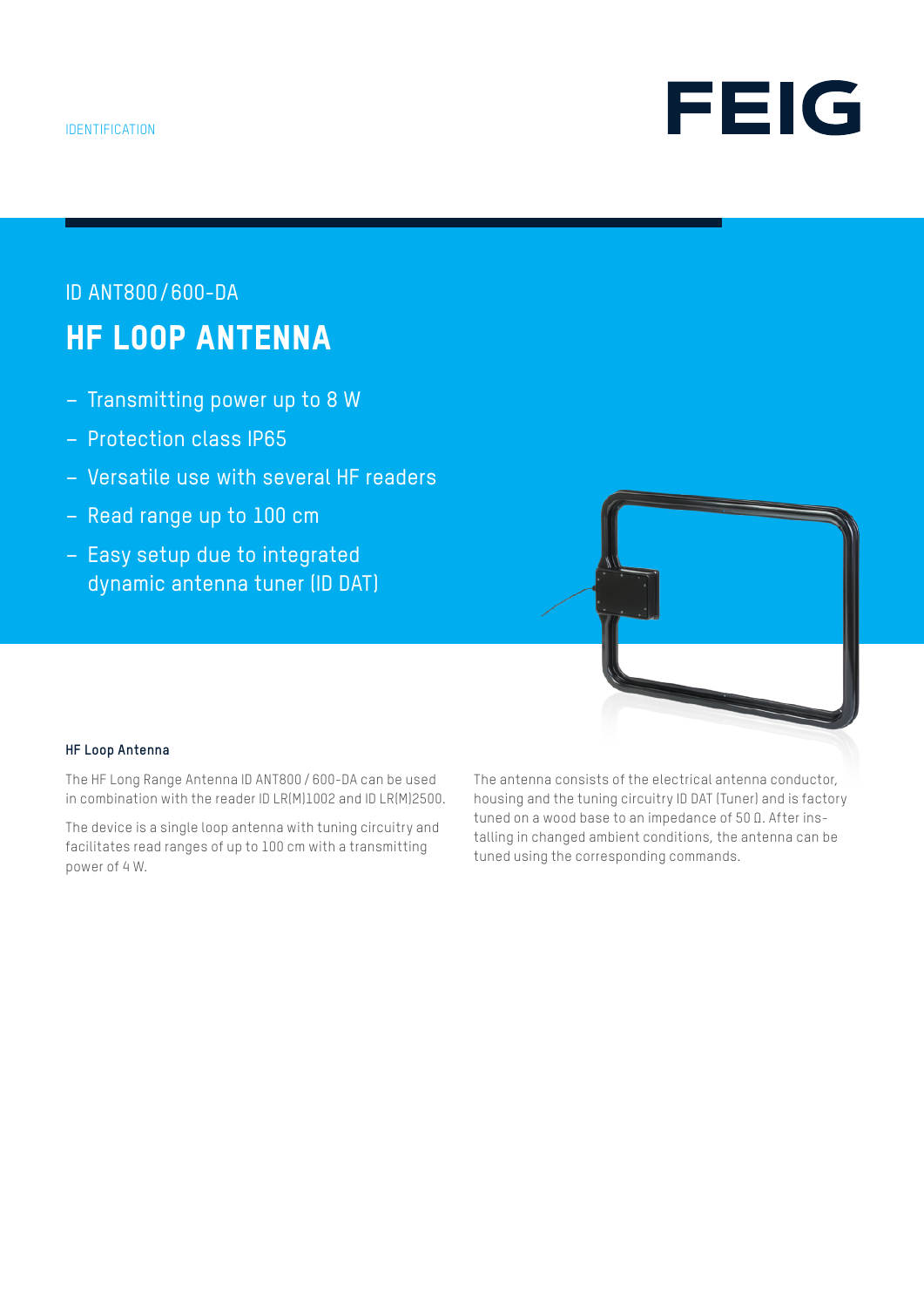IDENTIFICATION

FEIG

ID ANT800 / 600-DA

# HF LOOP ANTENNA

- Transmitting power up to 8 W
- Protection class IP65
- Versatile use with several HF readers
- Read range up to 100 cm
- Easy setup due to integrated dynamic antenna tuner (ID DAT)

**HF Loop Antenna**

The HF Long Range Antenna ID ANT800 / 600-DA can be used in combination with the reader ID LR(M)1002 and ID LR(M)2500.

The device is a single loop antenna with tuning circuitry and facilitates read ranges of up to 100 cm with a transmitting power of 4 W.

The antenna consists of the electrical antenna conductor, housing and the tuning circuitry ID DAT (Tuner) and is factory tuned on a wood base to an impedance of 50 Ω. After installing in changed ambient conditions, the antenna can be tuned using the corresponding commands.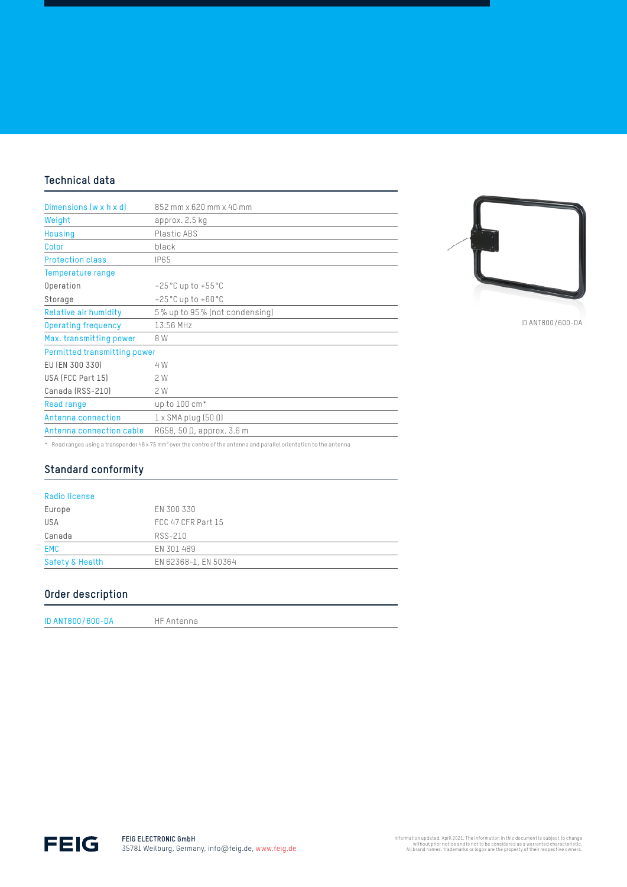## Technical data

| | |
|---|---|
| Dimensions (w x h x d) | 852 mm x 620 mm x 40 mm |
| Weight | approx. 2.5 kg |
| Housing | Plastic ABS |
| Color | black |
| Protection class | IP65 |
| Temperature range | |
| Operation | -25 °C up to +55 °C |
| Storage | -25 °C up to +60 °C |
| Relative air humidity | 5 % up to 95 % (not condensing) |
| Operating frequency | 13.56 MHz |
| Max. transmitting power | 8 W |
| Permitted transmitting power | |
| EU (EN 300 330) | 4 W |
| USA (FCC Part 15) | 2 W |
| Canada (RSS-210) | 2 W |
| Read range | up to 100 cm* |
| Antenna connection | 1 x SMA plug (50 Ω) |
| Antenna connection cable | RG58, 50 Ω, approx. 3.6 m |

\* Read ranges using a transponder 46 x 75 mm² over the centre of the antenna and parallel orientation to the antenna

ID ANT800/600-DA

## Standard conformity

| | |
|---|---|
| Radio license | |
| Europe | EN 300 330 |
| USA | FCC 47 CFR Part 15 |
| Canada | RSS-210 |
| EMC | EN 301 489 |
| Safety & Health | EN 62368-1, EN 50364 |

## Order description

| | |
|---|---|
| ID ANT800/600-DA | HF Antenna |

FEIG

**FEIG ELECTRONIC GmbH**
35781 Weilburg, Germany, info@feig.de, www.feig.de

Information updated: April 2021. The information in this document is subject to change without prior notice and is not to be considered as a warranted characteristic. All brand names, trademarks or logos are the property of their respective owners.